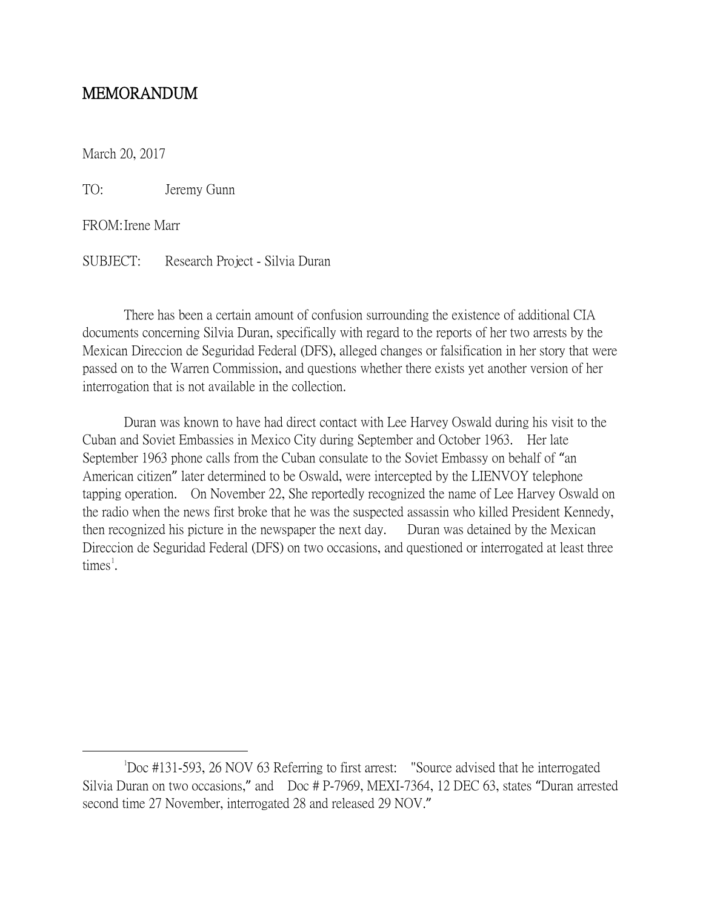# MEMORANDUM

March 20, 2017

TO: Jeremy Gunn

FROM: Irene Marr

SUBJECT: Research Project - Silvia Duran

There has been a certain amount of confusion surrounding the existence of additional CIA documents concerning Silvia Duran, specifically with regard to the reports of her two arrests by the Mexican Direccion de Seguridad Federal (DFS), alleged changes or falsification in her story that were passed on to the Warren Commission, and questions whether there exists yet another version of her interrogation that is not available in the collection.

Duran was known to have had direct contact with Lee Harvey Oswald during his visit to the Cuban and Soviet Embassies in Mexico City during September and October 1963. Her late September 1963 phone calls from the Cuban consulate to the Soviet Embassy on behalf of "an American citizen" later determined to be Oswald, were intercepted by the LIENVOY telephone tapping operation. On November 22, She reportedly recognized the name of Lee Harvey Oswald on the radio when the news first broke that he was the suspected assassin who killed President Kennedy, then recognized his picture in the newspaper the next day. Duran was detained by the Mexican Direccion de Seguridad Federal (DFS) on two occasions, and questioned or interrogated at least three times[1].

---

[1] Doc #131-593, 26 NOV 63 Referring to first arrest: "Source advised that he interrogated Silvia Duran on two occasions," and Doc # P-7969, MEXI-7364, 12 DEC 63, states "Duran arrested second time 27 November, interrogated 28 and released 29 NOV."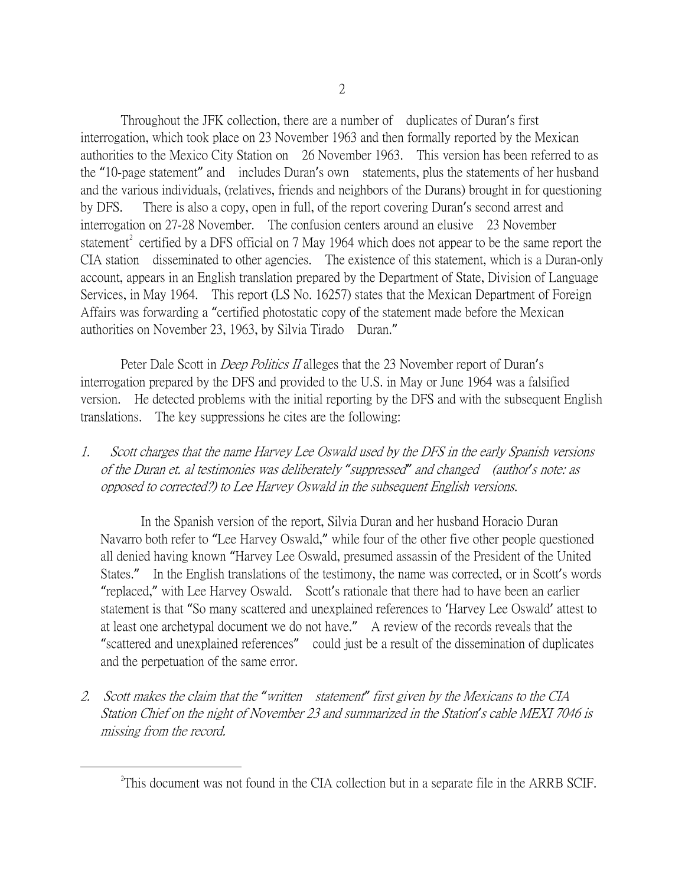Throughout the JFK collection, there are a number of duplicates of Duran's first interrogation, which took place on 23 November 1963 and then formally reported by the Mexican authorities to the Mexico City Station on 26 November 1963. This version has been referred to as the "10-page statement" and includes Duran's own statements, plus the statements of her husband and the various individuals, (relatives, friends and neighbors of the Durans) brought in for questioning by DFS. There is also a copy, open in full, of the report covering Duran's second arrest and interrogation on 27-28 November. The confusion centers around an elusive 23 November statement[2] certified by a DFS official on 7 May 1964 which does not appear to be the same report the CIA station disseminated to other agencies. The existence of this statement, which is a Duran-only account, appears in an English translation prepared by the Department of State, Division of Language Services, in May 1964. This report (LS No. 16257) states that the Mexican Department of Foreign Affairs was forwarding a "certified photostatic copy of the statement made before the Mexican authorities on November 23, 1963, by Silvia Tirado Duran."

Peter Dale Scott in *Deep Politics II* alleges that the 23 November report of Duran's interrogation prepared by the DFS and provided to the U.S. in May or June 1964 was a falsified version. He detected problems with the initial reporting by the DFS and with the subsequent English translations. The key suppressions he cites are the following:

1. *Scott charges that the name Harvey Lee Oswald used by the DFS in the early Spanish versions of the Duran et. al testimonies was deliberately "suppressed" and changed (author's note: as opposed to corrected?) to Lee Harvey Oswald in the subsequent English versions.*

   In the Spanish version of the report, Silvia Duran and her husband Horacio Duran Navarro both refer to "Lee Harvey Oswald," while four of the other five other people questioned all denied having known "Harvey Lee Oswald, presumed assassin of the President of the United States." In the English translations of the testimony, the name was corrected, or in Scott's words "replaced," with Lee Harvey Oswald. Scott's rationale that there had to have been an earlier statement is that "So many scattered and unexplained references to 'Harvey Lee Oswald' attest to at least one archetypal document we do not have." A review of the records reveals that the "scattered and unexplained references" could just be a result of the dissemination of duplicates and the perpetuation of the same error.

2. *Scott makes the claim that the "written statement" first given by the Mexicans to the CIA Station Chief on the night of November 23 and summarized in the Station's cable MEXI 7046 is missing from the record.*

[2] This document was not found in the CIA collection but in a separate file in the ARRB SCIF.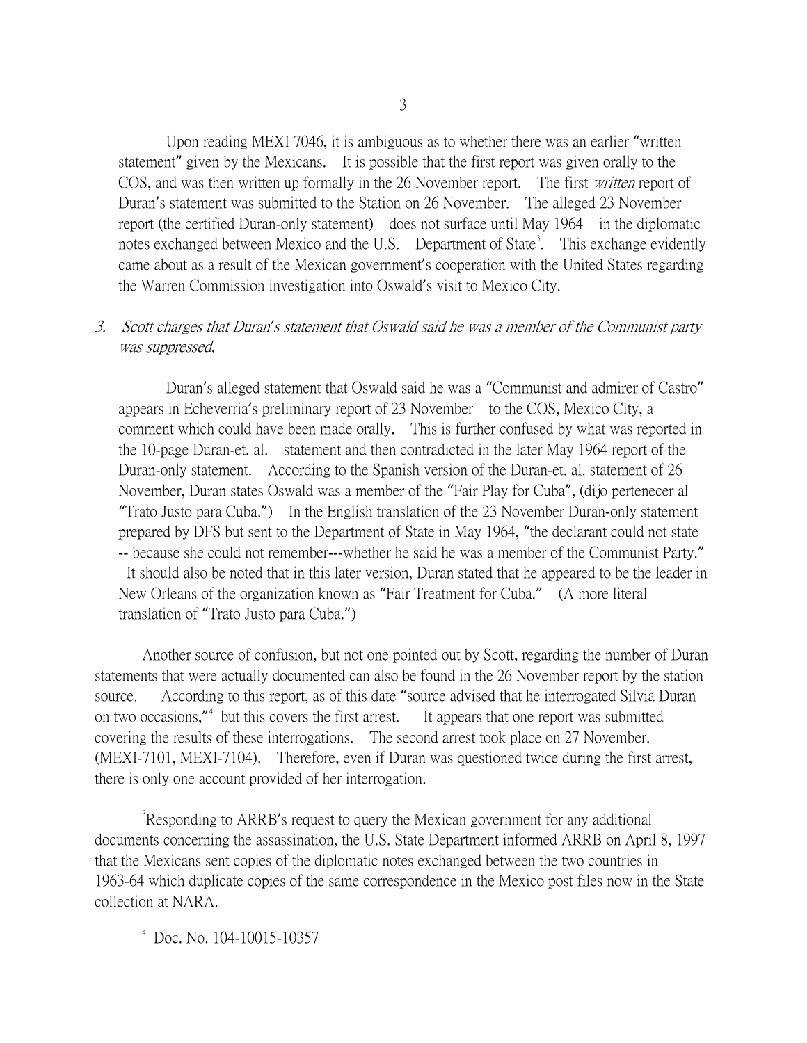Upon reading MEXI 7046, it is ambiguous as to whether there was an earlier "written statement" given by the Mexicans. It is possible that the first report was given orally to the COS, and was then written up formally in the 26 November report. The first *written* report of Duran's statement was submitted to the Station on 26 November. The alleged 23 November report (the certified Duran-only statement) does not surface until May 1964 in the diplomatic notes exchanged between Mexico and the U.S. Department of State[3]. This exchange evidently came about as a result of the Mexican government's cooperation with the United States regarding the Warren Commission investigation into Oswald's visit to Mexico City.

3. *Scott charges that Duran's statement that Oswald said he was a member of the Communist party was suppressed.*

Duran's alleged statement that Oswald said he was a "Communist and admirer of Castro" appears in Echeverria's preliminary report of 23 November to the COS, Mexico City, a comment which could have been made orally. This is further confused by what was reported in the 10-page Duran-et. al. statement and then contradicted in the later May 1964 report of the Duran-only statement. According to the Spanish version of the Duran-et. al. statement of 26 November, Duran states Oswald was a member of the "Fair Play for Cuba", (dijo pertenecer al "Trato Justo para Cuba.") In the English translation of the 23 November Duran-only statement prepared by DFS but sent to the Department of State in May 1964, "the declarant could not state -- because she could not remember---whether he said he was a member of the Communist Party." It should also be noted that in this later version, Duran stated that he appeared to be the leader in New Orleans of the organization known as "Fair Treatment for Cuba." (A more literal translation of "Trato Justo para Cuba.")

Another source of confusion, but not one pointed out by Scott, regarding the number of Duran statements that were actually documented can also be found in the 26 November report by the station source. According to this report, as of this date "source advised that he interrogated Silvia Duran on two occasions,"[4] but this covers the first arrest. It appears that one report was submitted covering the results of these interrogations. The second arrest took place on 27 November. (MEXI-7101, MEXI-7104). Therefore, even if Duran was questioned twice during the first arrest, there is only one account provided of her interrogation.

---

[3] Responding to ARRB's request to query the Mexican government for any additional documents concerning the assassination, the U.S. State Department informed ARRB on April 8, 1997 that the Mexicans sent copies of the diplomatic notes exchanged between the two countries in 1963-64 which duplicate copies of the same correspondence in the Mexico post files now in the State collection at NARA.

[4] Doc. No. 104-10015-10357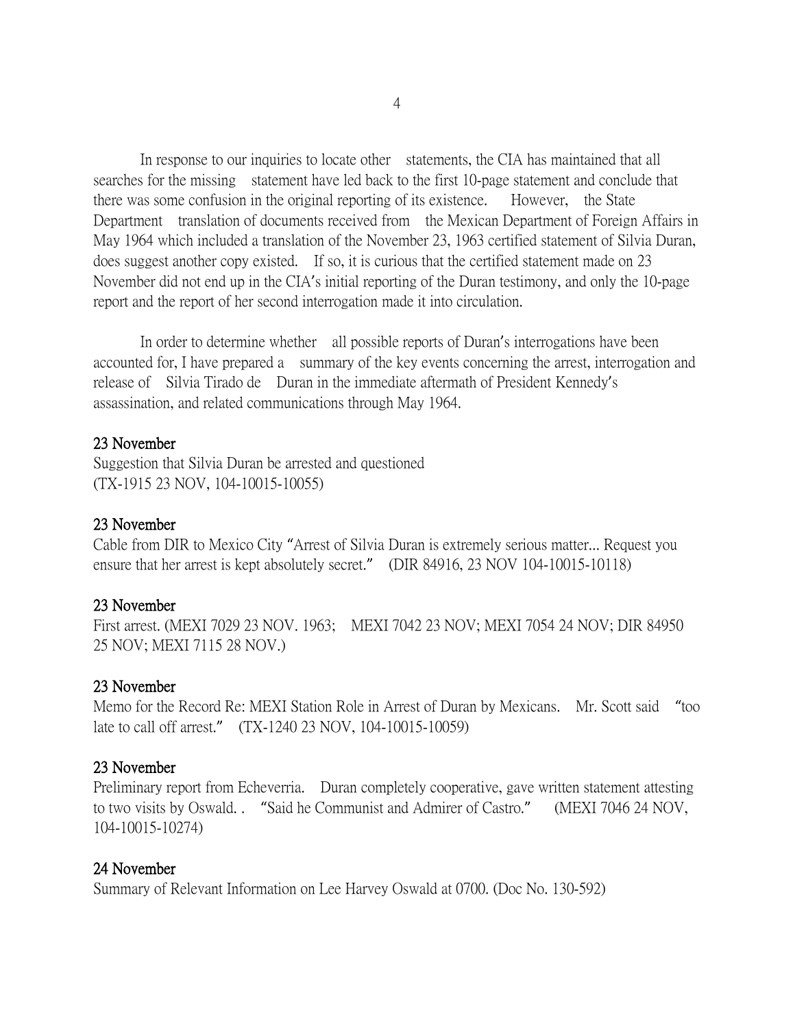In response to our inquiries to locate other statements, the CIA has maintained that all searches for the missing statement have led back to the first 10-page statement and conclude that there was some confusion in the original reporting of its existence. However, the State Department translation of documents received from the Mexican Department of Foreign Affairs in May 1964 which included a translation of the November 23, 1963 certified statement of Silvia Duran, does suggest another copy existed. If so, it is curious that the certified statement made on 23 November did not end up in the CIA's initial reporting of the Duran testimony, and only the 10-page report and the report of her second interrogation made it into circulation.

In order to determine whether all possible reports of Duran's interrogations have been accounted for, I have prepared a summary of the key events concerning the arrest, interrogation and release of Silvia Tirado de Duran in the immediate aftermath of President Kennedy's assassination, and related communications through May 1964.

**23 November**
Suggestion that Silvia Duran be arrested and questioned
(TX-1915 23 NOV, 104-10015-10055)

**23 November**
Cable from DIR to Mexico City "Arrest of Silvia Duran is extremely serious matter... Request you ensure that her arrest is kept absolutely secret." (DIR 84916, 23 NOV 104-10015-10118)

**23 November**
First arrest. (MEXI 7029 23 NOV. 1963; MEXI 7042 23 NOV; MEXI 7054 24 NOV; DIR 84950 25 NOV; MEXI 7115 28 NOV.)

**23 November**
Memo for the Record Re: MEXI Station Role in Arrest of Duran by Mexicans. Mr. Scott said "too late to call off arrest." (TX-1240 23 NOV, 104-10015-10059)

**23 November**
Preliminary report from Echeverria. Duran completely cooperative, gave written statement attesting to two visits by Oswald. . "Said he Communist and Admirer of Castro." (MEXI 7046 24 NOV, 104-10015-10274)

**24 November**
Summary of Relevant Information on Lee Harvey Oswald at 0700. (Doc No. 130-592)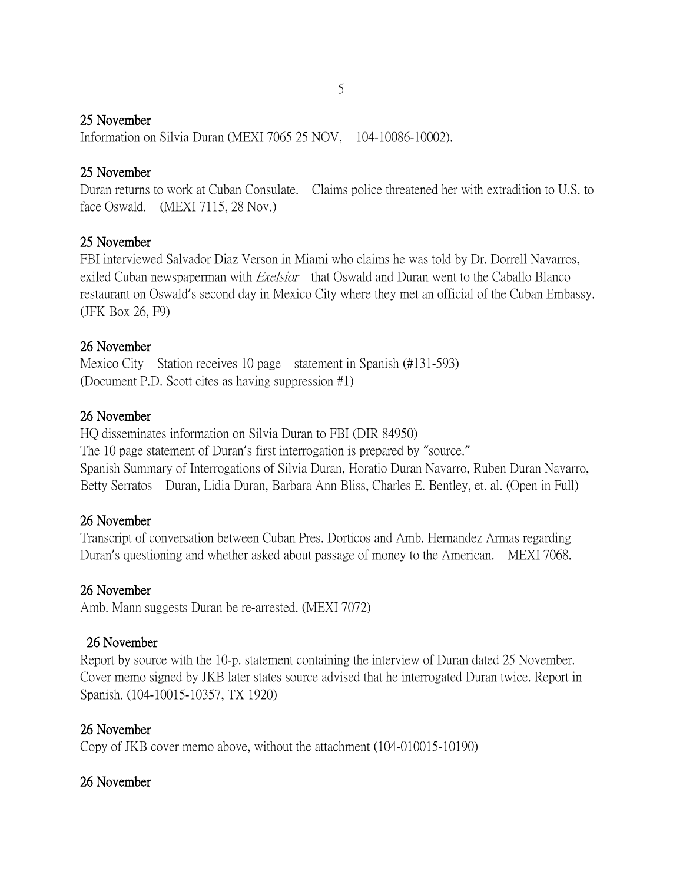25 November
Information on Silvia Duran (MEXI 7065 25 NOV, 104-10086-10002).

25 November
Duran returns to work at Cuban Consulate. Claims police threatened her with extradition to U.S. to face Oswald. (MEXI 7115, 28 Nov.)

25 November
FBI interviewed Salvador Diaz Verson in Miami who claims he was told by Dr. Dorrell Navarros, exiled Cuban newspaperman with *Exelsior* that Oswald and Duran went to the Caballo Blanco restaurant on Oswald's second day in Mexico City where they met an official of the Cuban Embassy. (JFK Box 26, F9)

26 November
Mexico City Station receives 10 page statement in Spanish (#131-593)
(Document P.D. Scott cites as having suppression #1)

26 November
HQ disseminates information on Silvia Duran to FBI (DIR 84950)
The 10 page statement of Duran's first interrogation is prepared by "source."
Spanish Summary of Interrogations of Silvia Duran, Horatio Duran Navarro, Ruben Duran Navarro, Betty Serratos Duran, Lidia Duran, Barbara Ann Bliss, Charles E. Bentley, et. al. (Open in Full)

26 November
Transcript of conversation between Cuban Pres. Dorticos and Amb. Hernandez Armas regarding Duran's questioning and whether asked about passage of money to the American. MEXI 7068.

26 November
Amb. Mann suggests Duran be re-arrested. (MEXI 7072)

26 November
Report by source with the 10-p. statement containing the interview of Duran dated 25 November. Cover memo signed by JKB later states source advised that he interrogated Duran twice. Report in Spanish. (104-10015-10357, TX 1920)

26 November
Copy of JKB cover memo above, without the attachment (104-010015-10190)

26 November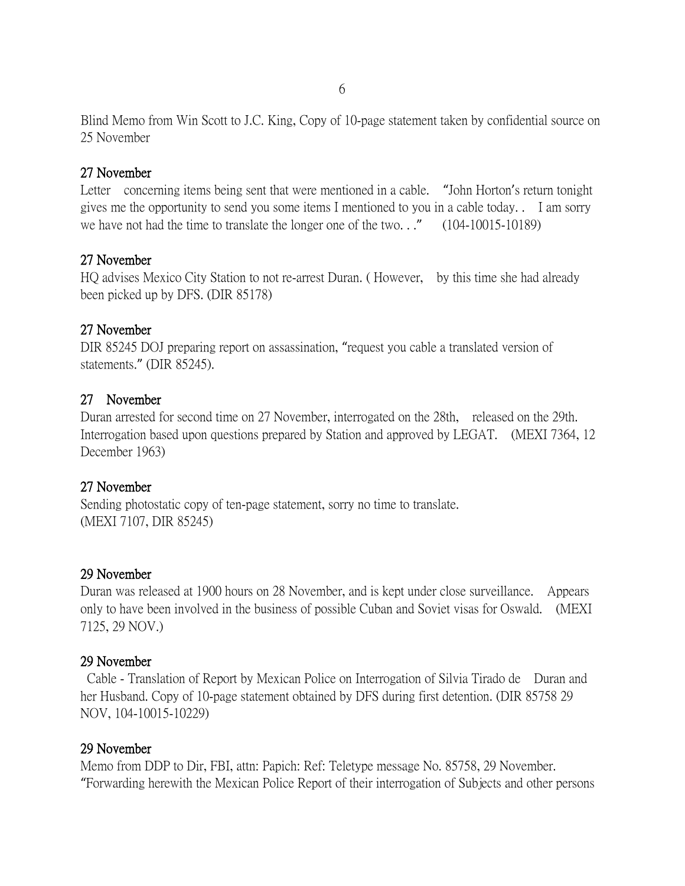Blind Memo from Win Scott to J.C. King, Copy of 10-page statement taken by confidential source on 25 November

**27 November**
Letter concerning items being sent that were mentioned in a cable. "John Horton's return tonight gives me the opportunity to send you some items I mentioned to you in a cable today. . I am sorry we have not had the time to translate the longer one of the two. . ." (104-10015-10189)

**27 November**
HQ advises Mexico City Station to not re-arrest Duran. ( However, by this time she had already been picked up by DFS. (DIR 85178)

**27 November**
DIR 85245 DOJ preparing report on assassination, "request you cable a translated version of statements." (DIR 85245).

**27 November**
Duran arrested for second time on 27 November, interrogated on the 28th, released on the 29th. Interrogation based upon questions prepared by Station and approved by LEGAT. (MEXI 7364, 12 December 1963)

**27 November**
Sending photostatic copy of ten-page statement, sorry no time to translate.
(MEXI 7107, DIR 85245)

**29 November**
Duran was released at 1900 hours on 28 November, and is kept under close surveillance. Appears only to have been involved in the business of possible Cuban and Soviet visas for Oswald. (MEXI 7125, 29 NOV.)

**29 November**
Cable - Translation of Report by Mexican Police on Interrogation of Silvia Tirado de Duran and her Husband. Copy of 10-page statement obtained by DFS during first detention. (DIR 85758 29 NOV, 104-10015-10229)

**29 November**
Memo from DDP to Dir, FBI, attn: Papich: Ref: Teletype message No. 85758, 29 November. "Forwarding herewith the Mexican Police Report of their interrogation of Subjects and other persons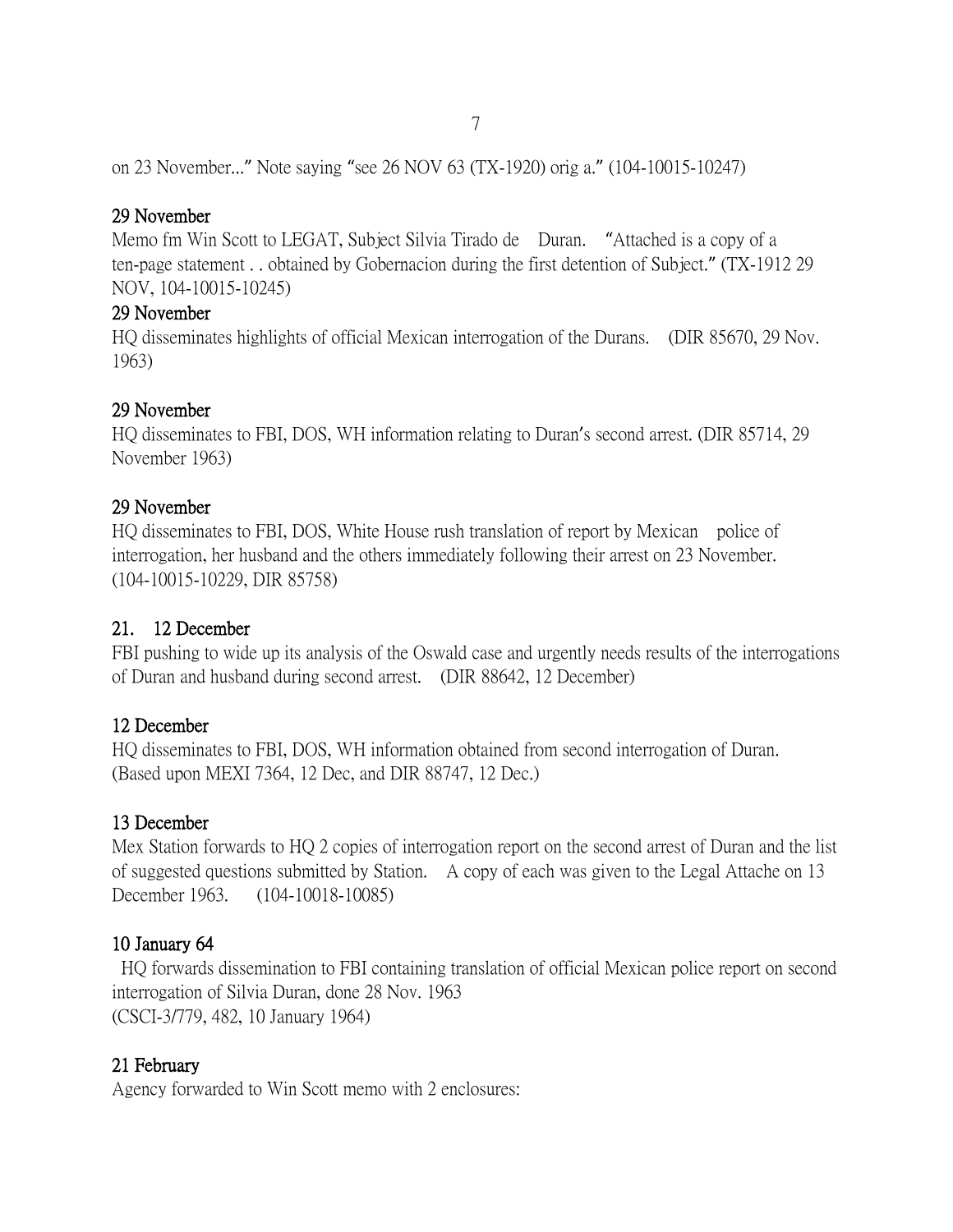on 23 November..." Note saying "see 26 NOV 63 (TX-1920) orig a." (104-10015-10247)

**29 November**

Memo fm Win Scott to LEGAT, Subject Silvia Tirado de Duran. "Attached is a copy of a ten-page statement . . obtained by Gobernacion during the first detention of Subject." (TX-1912 29 NOV, 104-10015-10245)

**29 November**

HQ disseminates highlights of official Mexican interrogation of the Durans. (DIR 85670, 29 Nov. 1963)

**29 November**

HQ disseminates to FBI, DOS, WH information relating to Duran's second arrest. (DIR 85714, 29 November 1963)

**29 November**

HQ disseminates to FBI, DOS, White House rush translation of report by Mexican police of interrogation, her husband and the others immediately following their arrest on 23 November. (104-10015-10229, DIR 85758)

**21. 12 December**

FBI pushing to wide up its analysis of the Oswald case and urgently needs results of the interrogations of Duran and husband during second arrest. (DIR 88642, 12 December)

**12 December**

HQ disseminates to FBI, DOS, WH information obtained from second interrogation of Duran. (Based upon MEXI 7364, 12 Dec, and DIR 88747, 12 Dec.)

**13 December**

Mex Station forwards to HQ 2 copies of interrogation report on the second arrest of Duran and the list of suggested questions submitted by Station. A copy of each was given to the Legal Attache on 13 December 1963. (104-10018-10085)

**10 January 64**

HQ forwards dissemination to FBI containing translation of official Mexican police report on second interrogation of Silvia Duran, done 28 Nov. 1963
(CSCI-3/779, 482, 10 January 1964)

**21 February**

Agency forwarded to Win Scott memo with 2 enclosures: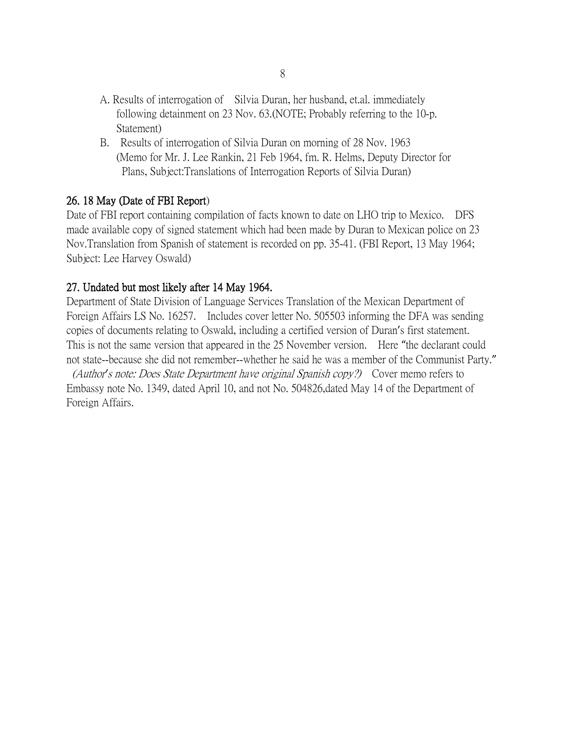A. Results of interrogation of Silvia Duran, her husband, et.al. immediately following detainment on 23 Nov. 63.(NOTE; Probably referring to the 10-p. Statement)

B. Results of interrogation of Silvia Duran on morning of 28 Nov. 1963 (Memo for Mr. J. Lee Rankin, 21 Feb 1964, fm. R. Helms, Deputy Director for Plans, Subject:Translations of Interrogation Reports of Silvia Duran)

**26. 18 May (Date of FBI Report)**

Date of FBI report containing compilation of facts known to date on LHO trip to Mexico. DFS made available copy of signed statement which had been made by Duran to Mexican police on 23 Nov.Translation from Spanish of statement is recorded on pp. 35-41. (FBI Report, 13 May 1964; Subject: Lee Harvey Oswald)

**27. Undated but most likely after 14 May 1964.**

Department of State Division of Language Services Translation of the Mexican Department of Foreign Affairs LS No. 16257. Includes cover letter No. 505503 informing the DFA was sending copies of documents relating to Oswald, including a certified version of Duran's first statement. This is not the same version that appeared in the 25 November version. Here "the declarant could not state--because she did not remember--whether he said he was a member of the Communist Party." *(Author's note: Does State Department have original Spanish copy?)* Cover memo refers to Embassy note No. 1349, dated April 10, and not No. 504826,dated May 14 of the Department of Foreign Affairs.